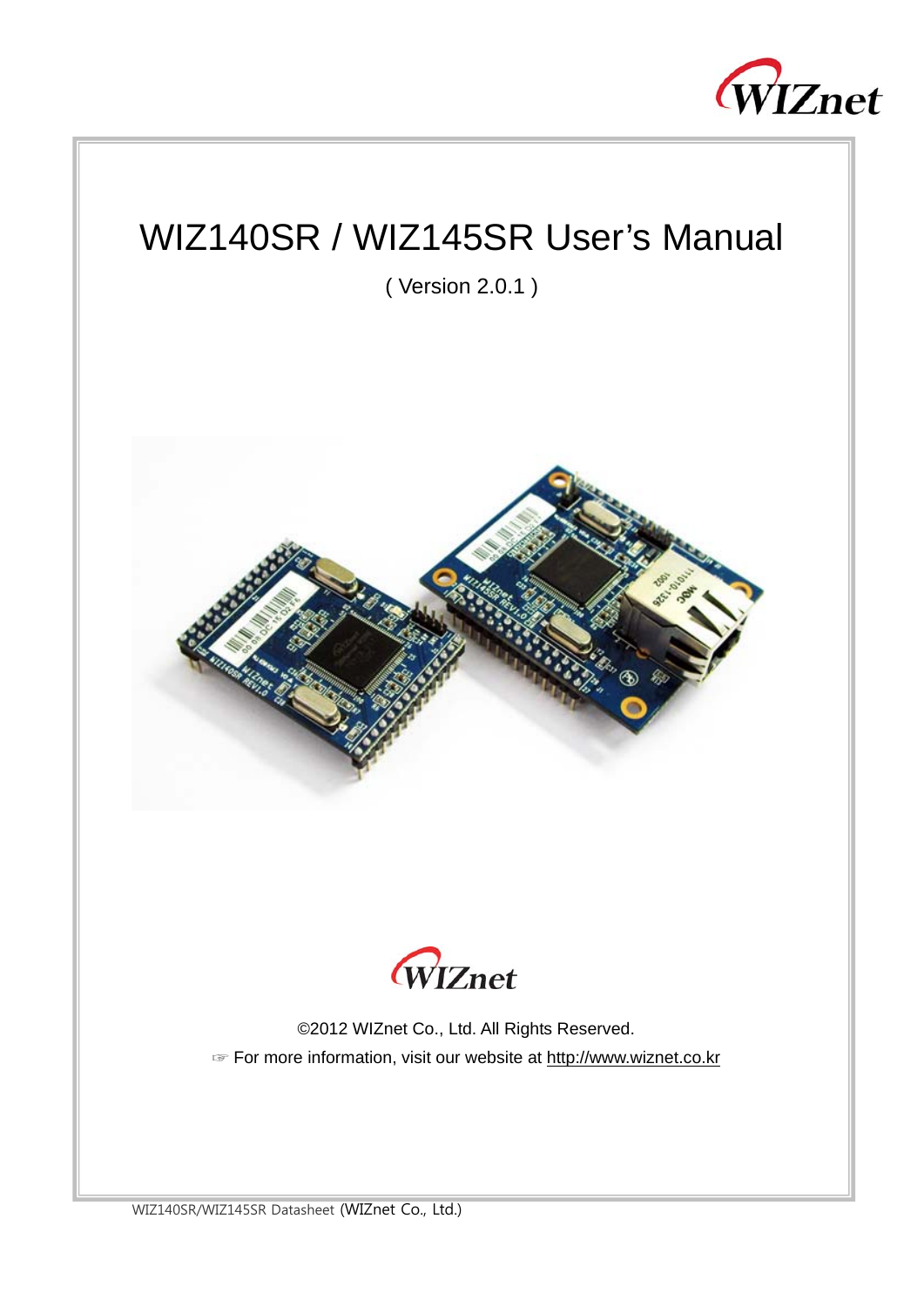# WIZ140SR / WIZ145SR User's Manual

( Version 2.0.1 )

©2012 WIZnet Co., Ltd. All Rights Reserved.

☞ For more information, visit our website at http://www.wiznet.co.kr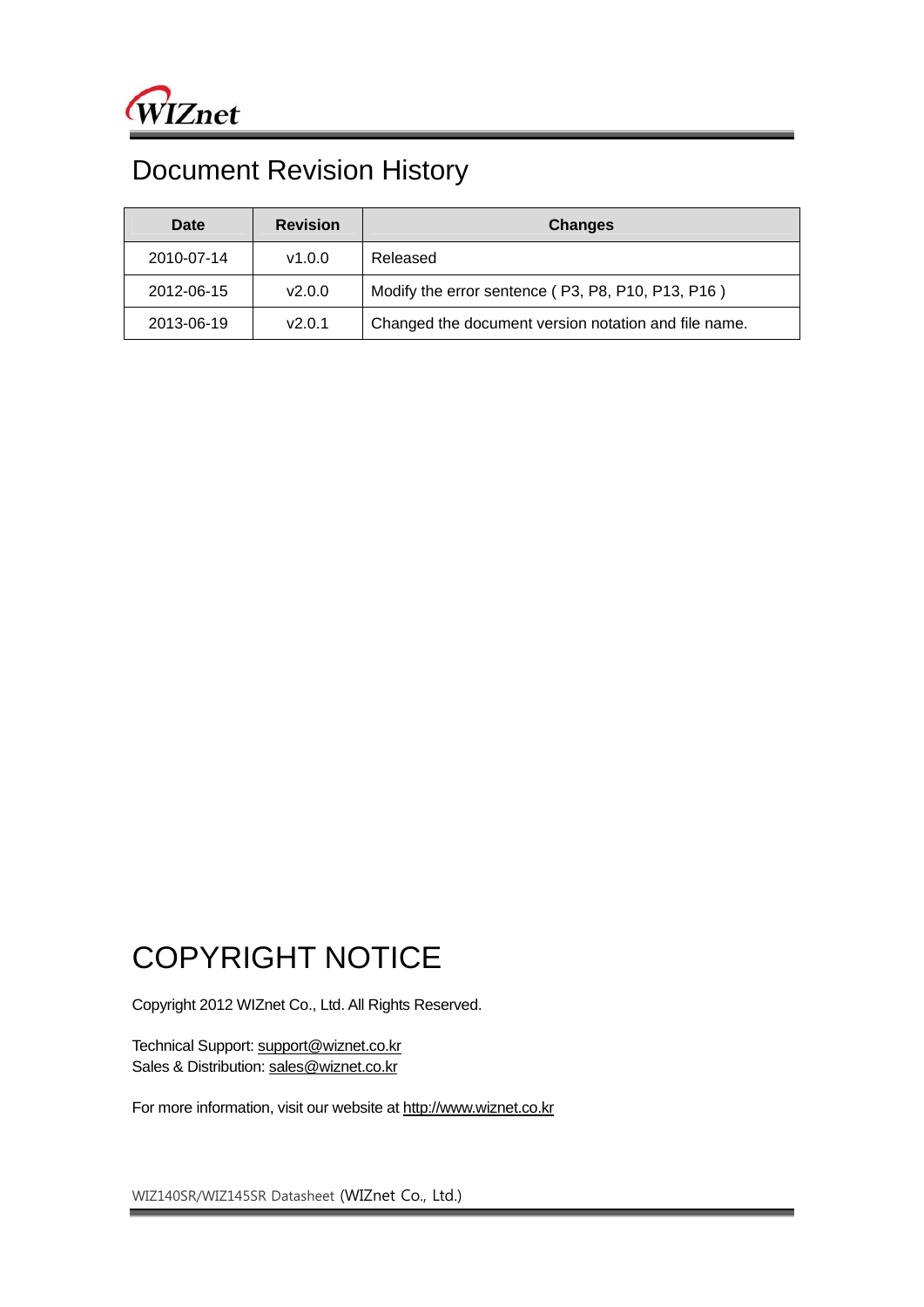# Document Revision History

| Date | Revision | Changes |
| --- | --- | --- |
| 2010-07-14 | v1.0.0 | Released |
| 2012-06-15 | v2.0.0 | Modify the error sentence ( P3, P8, P10, P13, P16 ) |
| 2013-06-19 | v2.0.1 | Changed the document version notation and file name. |

# COPYRIGHT NOTICE

Copyright 2012 WIZnet Co., Ltd. All Rights Reserved.

Technical Support: support@wiznet.co.kr
Sales & Distribution: sales@wiznet.co.kr

For more information, visit our website at http://www.wiznet.co.kr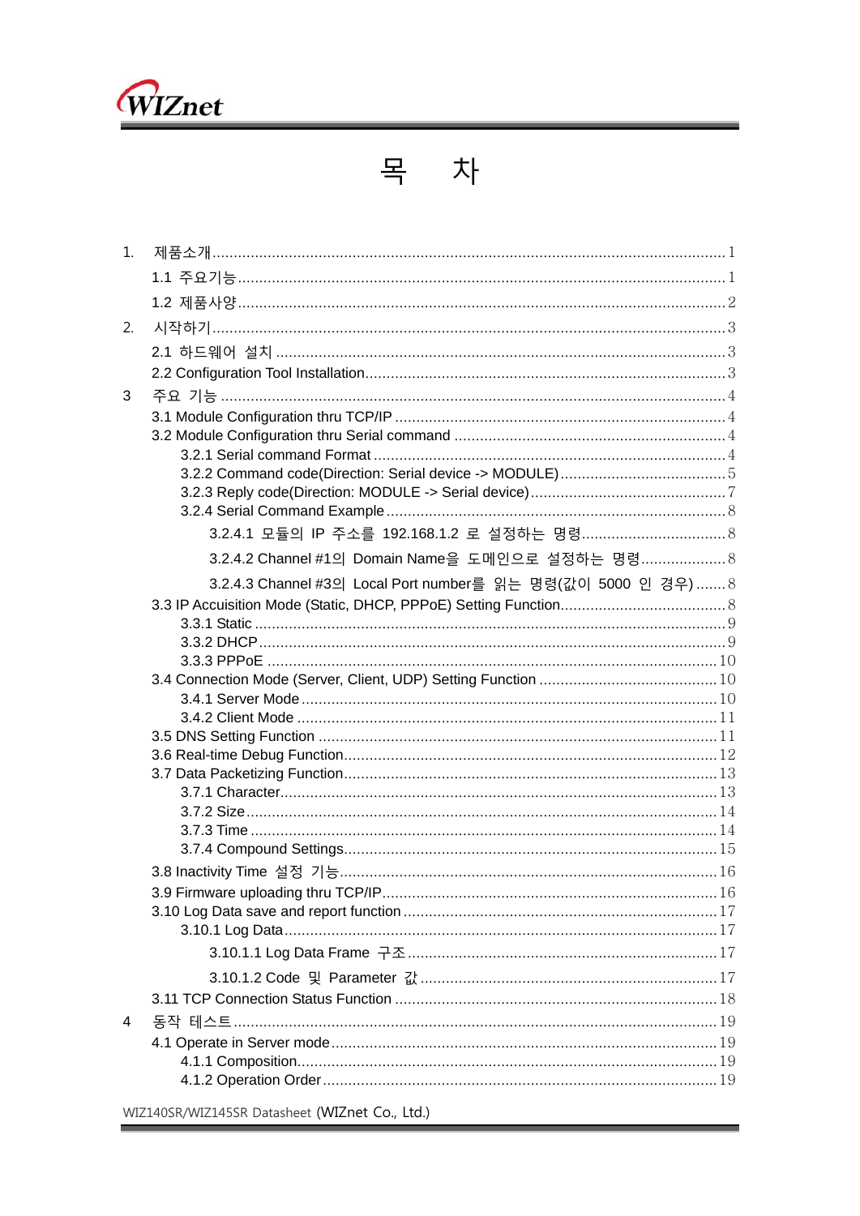# 목　　차

1. 제품소개 ........ 1
   - 1.1 주요기능 ........ 1
   - 1.2 제품사양 ........ 2
2. 시작하기 ........ 3
   - 2.1 하드웨어 설치 ........ 3
   - 2.2 Configuration Tool Installation ........ 3
3. 주요 기능 ........ 4
   - 3.1 Module Configuration thru TCP/IP ........ 4
   - 3.2 Module Configuration thru Serial command ........ 4
     - 3.2.1 Serial command Format ........ 4
     - 3.2.2 Command code(Direction: Serial device -> MODULE) ........ 5
     - 3.2.3 Reply code(Direction: MODULE -> Serial device) ........ 7
     - 3.2.4 Serial Command Example ........ 8
       - 3.2.4.1 모듈의 IP 주소를 192.168.1.2 로 설정하는 명령 ........ 8
       - 3.2.4.2 Channel #1의 Domain Name을 도메인으로 설정하는 명령 ........ 8
       - 3.2.4.3 Channel #3의 Local Port number를 읽는 명령(값이 5000 인 경우) ........ 8
   - 3.3 IP Accuisition Mode (Static, DHCP, PPPoE) Setting Function ........ 8
     - 3.3.1 Static ........ 9
     - 3.3.2 DHCP ........ 9
     - 3.3.3 PPPoE ........ 10
   - 3.4 Connection Mode (Server, Client, UDP) Setting Function ........ 10
     - 3.4.1 Server Mode ........ 10
     - 3.4.2 Client Mode ........ 11
   - 3.5 DNS Setting Function ........ 11
   - 3.6 Real-time Debug Function ........ 12
   - 3.7 Data Packetizing Function ........ 13
     - 3.7.1 Character ........ 13
     - 3.7.2 Size ........ 14
     - 3.7.3 Time ........ 14
     - 3.7.4 Compound Settings ........ 15
   - 3.8 Inactivity Time 설정 기능 ........ 16
   - 3.9 Firmware uploading thru TCP/IP ........ 16
   - 3.10 Log Data save and report function ........ 17
     - 3.10.1 Log Data ........ 17
       - 3.10.1.1 Log Data Frame 구조 ........ 17
       - 3.10.1.2 Code 및 Parameter 값 ........ 17
   - 3.11 TCP Connection Status Function ........ 18
4. 동작 테스트 ........ 19
   - 4.1 Operate in Server mode ........ 19
     - 4.1.1 Composition ........ 19
     - 4.1.2 Operation Order ........ 19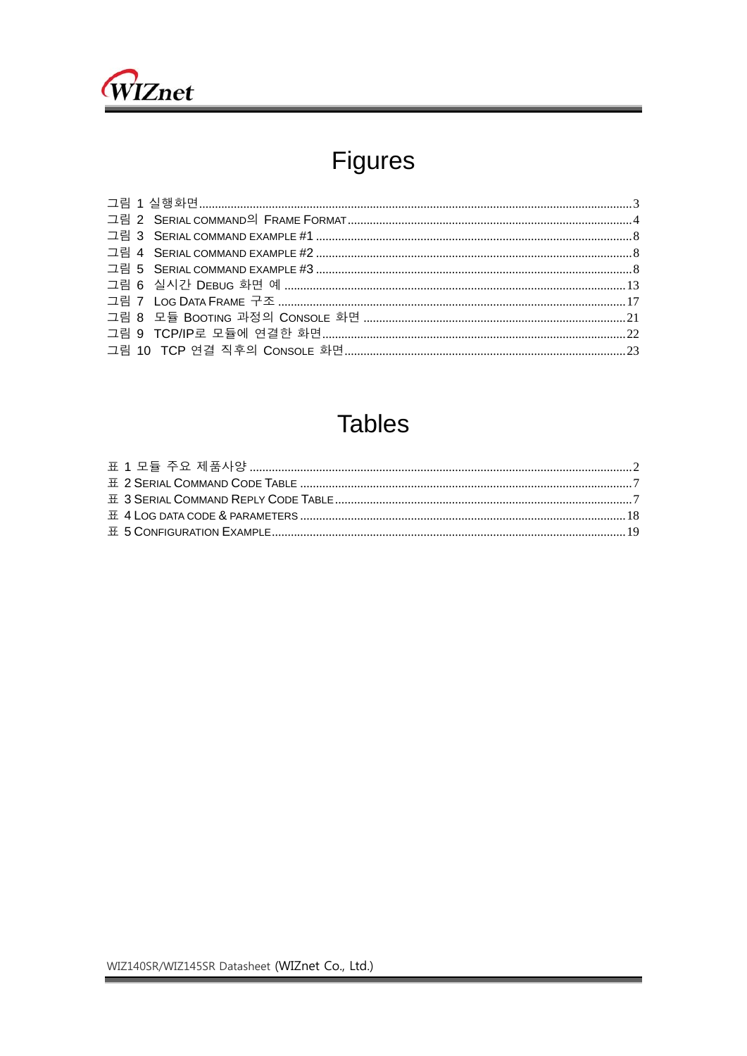# Figures

그림 1 실행화면 ........................................................................................................................ 3
그림 2 SERIAL COMMAND의 FRAME FORMAT ......................................................................................... 4
그림 3 SERIAL COMMAND EXAMPLE #1 ................................................................................................... 8
그림 4 SERIAL COMMAND EXAMPLE #2 ................................................................................................... 8
그림 5 SERIAL COMMAND EXAMPLE #3 ................................................................................................... 8
그림 6 실시간 DEBUG 화면 예 ........................................................................................................... 13
그림 7 LOG DATA FRAME 구조 ............................................................................................................. 17
그림 8 모듈 BOOTING 과정의 CONSOLE 화면 ................................................................................... 21
그림 9 TCP/IP로 모듈에 연결한 화면 ................................................................................................ 22
그림 10 TCP 연결 직후의 CONSOLE 화면 ......................................................................................... 23

# Tables

표 1 모듈 주요 제품사양 ........................................................................................................................ 2
표 2 SERIAL COMMAND CODE TABLE ........................................................................................................ 7
표 3 SERIAL COMMAND REPLY CODE TABLE ............................................................................................. 7
표 4 LOG DATA CODE & PARAMETERS ...................................................................................................... 18
표 5 CONFIGURATION EXAMPLE ............................................................................................................... 19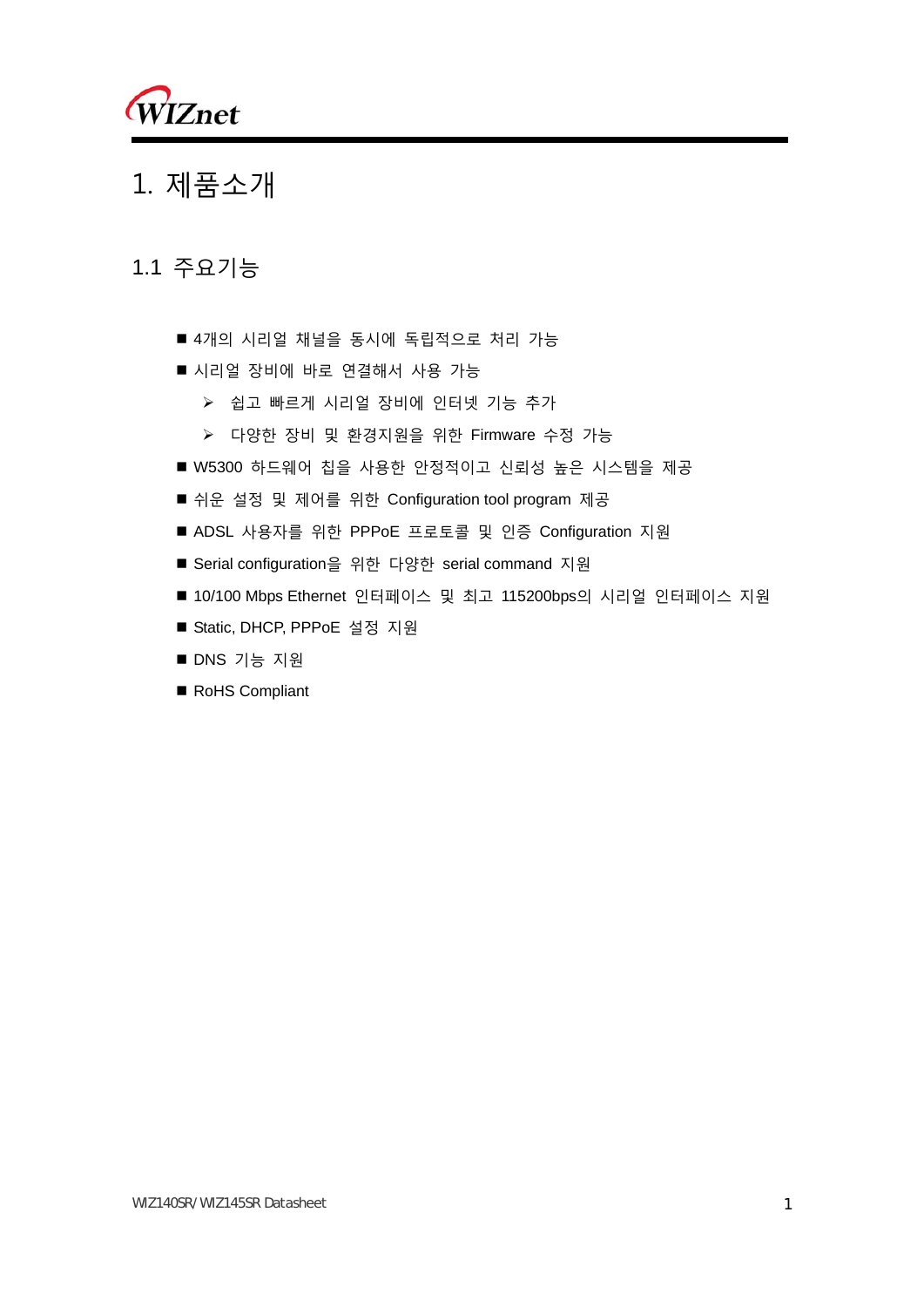# 1. 제품소개

## 1.1 주요기능

- 4개의 시리얼 채널을 동시에 독립적으로 처리 가능
- 시리얼 장비에 바로 연결해서 사용 가능
  - 쉽고 빠르게 시리얼 장비에 인터넷 기능 추가
  - 다양한 장비 및 환경지원을 위한 Firmware 수정 가능
- W5300 하드웨어 칩을 사용한 안정적이고 신뢰성 높은 시스템을 제공
- 쉬운 설정 및 제어를 위한 Configuration tool program 제공
- ADSL 사용자를 위한 PPPoE 프로토콜 및 인증 Configuration 지원
- Serial configuration을 위한 다양한 serial command 지원
- 10/100 Mbps Ethernet 인터페이스 및 최고 115200bps의 시리얼 인터페이스 지원
- Static, DHCP, PPPoE 설정 지원
- DNS 기능 지원
- RoHS Compliant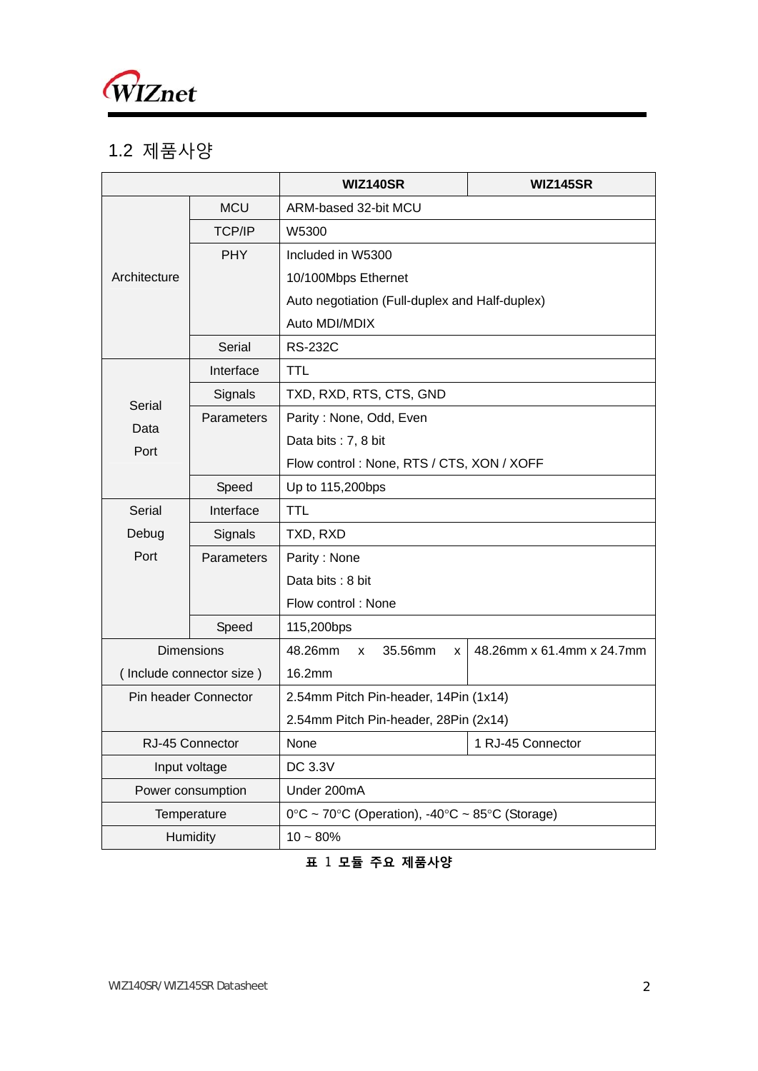## 1.2 제품사양

| | | WIZ140SR | WIZ145SR |
|---|---|---|---|
| Architecture | MCU | ARM-based 32-bit MCU | |
| | TCP/IP | W5300 | |
| | PHY | Included in W5300<br>10/100Mbps Ethernet<br>Auto negotiation (Full-duplex and Half-duplex)<br>Auto MDI/MDIX | |
| | Serial | RS-232C | |
| Serial Data Port | Interface | TTL | |
| | Signals | TXD, RXD, RTS, CTS, GND | |
| | Parameters | Parity : None, Odd, Even<br>Data bits : 7, 8 bit<br>Flow control : None, RTS / CTS, XON / XOFF | |
| | Speed | Up to 115,200bps | |
| Serial Debug Port | Interface | TTL | |
| | Signals | TXD, RXD | |
| | Parameters | Parity : None<br>Data bits : 8 bit<br>Flow control : None | |
| | Speed | 115,200bps | |
| Dimensions ( Include connector size ) | | 48.26mm x 35.56mm x 16.2mm | 48.26mm x 61.4mm x 24.7mm |
| Pin header Connector | | 2.54mm Pitch Pin-header, 14Pin (1x14)<br>2.54mm Pitch Pin-header, 28Pin (2x14) | |
| RJ-45 Connector | | None | 1 RJ-45 Connector |
| Input voltage | | DC 3.3V | |
| Power consumption | | Under 200mA | |
| Temperature | | 0°C ~ 70°C (Operation), -40°C ~ 85°C (Storage) | |
| Humidity | | 10 ~ 80% | |

**표 1 모듈 주요 제품사양**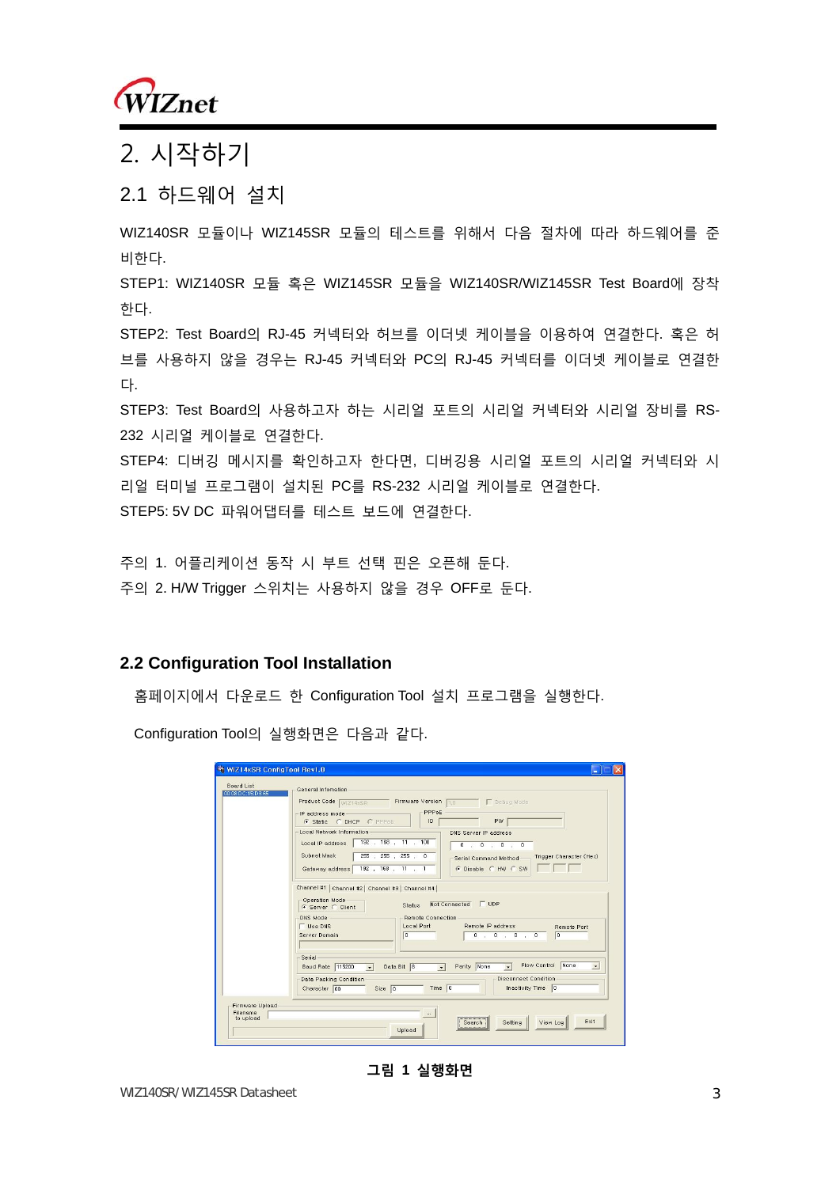# 2. 시작하기

## 2.1 하드웨어 설치

WIZ140SR 모듈이나 WIZ145SR 모듈의 테스트를 위해서 다음 절차에 따라 하드웨어를 준비한다.

STEP1: WIZ140SR 모듈 혹은 WIZ145SR 모듈을 WIZ140SR/WIZ145SR Test Board에 장착한다.

STEP2: Test Board의 RJ-45 커넥터와 허브를 이더넷 케이블을 이용하여 연결한다. 혹은 허브를 사용하지 않을 경우는 RJ-45 커넥터와 PC의 RJ-45 커넥터를 이더넷 케이블로 연결한다.

STEP3: Test Board의 사용하고자 하는 시리얼 포트의 시리얼 커넥터와 시리얼 장비를 RS-232 시리얼 케이블로 연결한다.

STEP4: 디버깅 메시지를 확인하고자 한다면, 디버깅용 시리얼 포트의 시리얼 커넥터와 시리얼 터미널 프로그램이 설치된 PC를 RS-232 시리얼 케이블로 연결한다.

STEP5: 5V DC 파워어댑터를 테스트 보드에 연결한다.

주의 1. 어플리케이션 동작 시 부트 선택 핀은 오픈해 둔다.

주의 2. H/W Trigger 스위치는 사용하지 않을 경우 OFF로 둔다.

## 2.2 Configuration Tool Installation

홈페이지에서 다운로드 한 Configuration Tool 설치 프로그램을 실행한다.

Configuration Tool의 실행화면은 다음과 같다.

**그림 1 실행화면**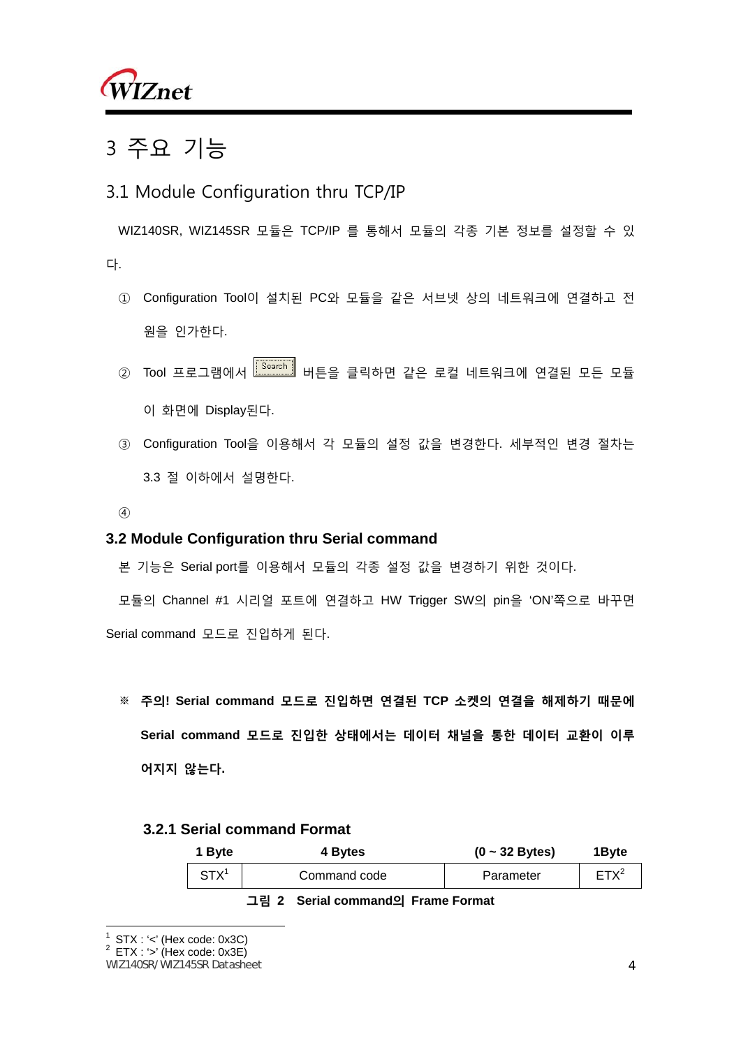# 3 주요 기능

## 3.1 Module Configuration thru TCP/IP

WIZ140SR, WIZ145SR 모듈은 TCP/IP 를 통해서 모듈의 각종 기본 정보를 설정할 수 있다.

① Configuration Tool이 설치된 PC와 모듈을 같은 서브넷 상의 네트워크에 연결하고 전원을 인가한다.

② Tool 프로그램에서 [Search] 버튼을 클릭하면 같은 로컬 네트워크에 연결된 모든 모듈이 화면에 Display된다.

③ Configuration Tool을 이용해서 각 모듈의 설정 값을 변경한다. 세부적인 변경 절차는 3.3 절 이하에서 설명한다.

④

## 3.2 Module Configuration thru Serial command

본 기능은 Serial port를 이용해서 모듈의 각종 설정 값을 변경하기 위한 것이다.

모듈의 Channel #1 시리얼 포트에 연결하고 HW Trigger SW의 pin을 'ON'쪽으로 바꾸면 Serial command 모드로 진입하게 된다.

※ **주의! Serial command 모드로 진입하면 연결된 TCP 소켓의 연결을 해제하기 때문에 Serial command 모드로 진입한 상태에서는 데이터 채널을 통한 데이터 교환이 이루어지지 않는다.**

### 3.2.1 Serial command Format

| 1 Byte | 4 Bytes | (0 ~ 32 Bytes) | 1Byte |
|---|---|---|---|
| STX[1] | Command code | Parameter | ETX[2] |

**그림 2 Serial command의 Frame Format**

[1] STX : '<' (Hex code: 0x3C)
[2] ETX : '>' (Hex code: 0x3E)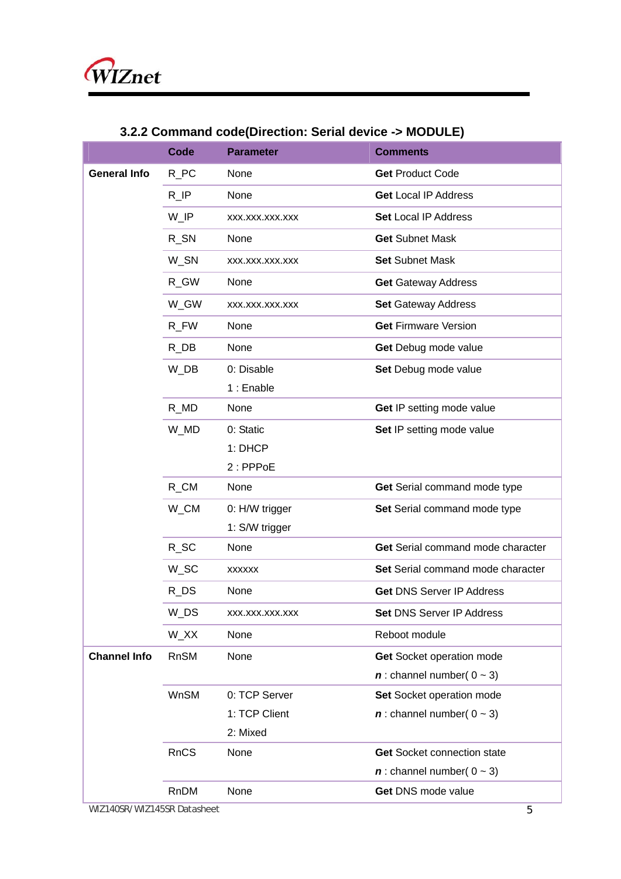### 3.2.2 Command code(Direction: Serial device -> MODULE)

| | Code | Parameter | Comments |
|---|---|---|---|
| **General Info** | R_PC | None | **Get** Product Code |
| | R_IP | None | **Get** Local IP Address |
| | W_IP | xxx.xxx.xxx.xxx | **Set** Local IP Address |
| | R_SN | None | **Get** Subnet Mask |
| | W_SN | xxx.xxx.xxx.xxx | **Set** Subnet Mask |
| | R_GW | None | **Get** Gateway Address |
| | W_GW | xxx.xxx.xxx.xxx | **Set** Gateway Address |
| | R_FW | None | **Get** Firmware Version |
| | R_DB | None | **Get** Debug mode value |
| | W_DB | 0: Disable<br>1 : Enable | **Set** Debug mode value |
| | R_MD | None | **Get** IP setting mode value |
| | W_MD | 0: Static<br>1: DHCP<br>2 : PPPoE | **Set** IP setting mode value |
| | R_CM | None | **Get** Serial command mode type |
| | W_CM | 0: H/W trigger<br>1: S/W trigger | **Set** Serial command mode type |
| | R_SC | None | **Get** Serial command mode character |
| | W_SC | xxxxxx | **Set** Serial command mode character |
| | R_DS | None | **Get** DNS Server IP Address |
| | W_DS | xxx.xxx.xxx.xxx | **Set** DNS Server IP Address |
| | W_XX | None | Reboot module |
| **Channel Info** | RnSM | None | **Get** Socket operation mode<br>***n*** : channel number( 0 ~ 3) |
| | WnSM | 0: TCP Server<br>1: TCP Client<br>2: Mixed | **Set** Socket operation mode<br>***n*** : channel number( 0 ~ 3) |
| | RnCS | None | **Get** Socket connection state<br>***n*** : channel number( 0 ~ 3) |
| | RnDM | None | **Get** DNS mode value |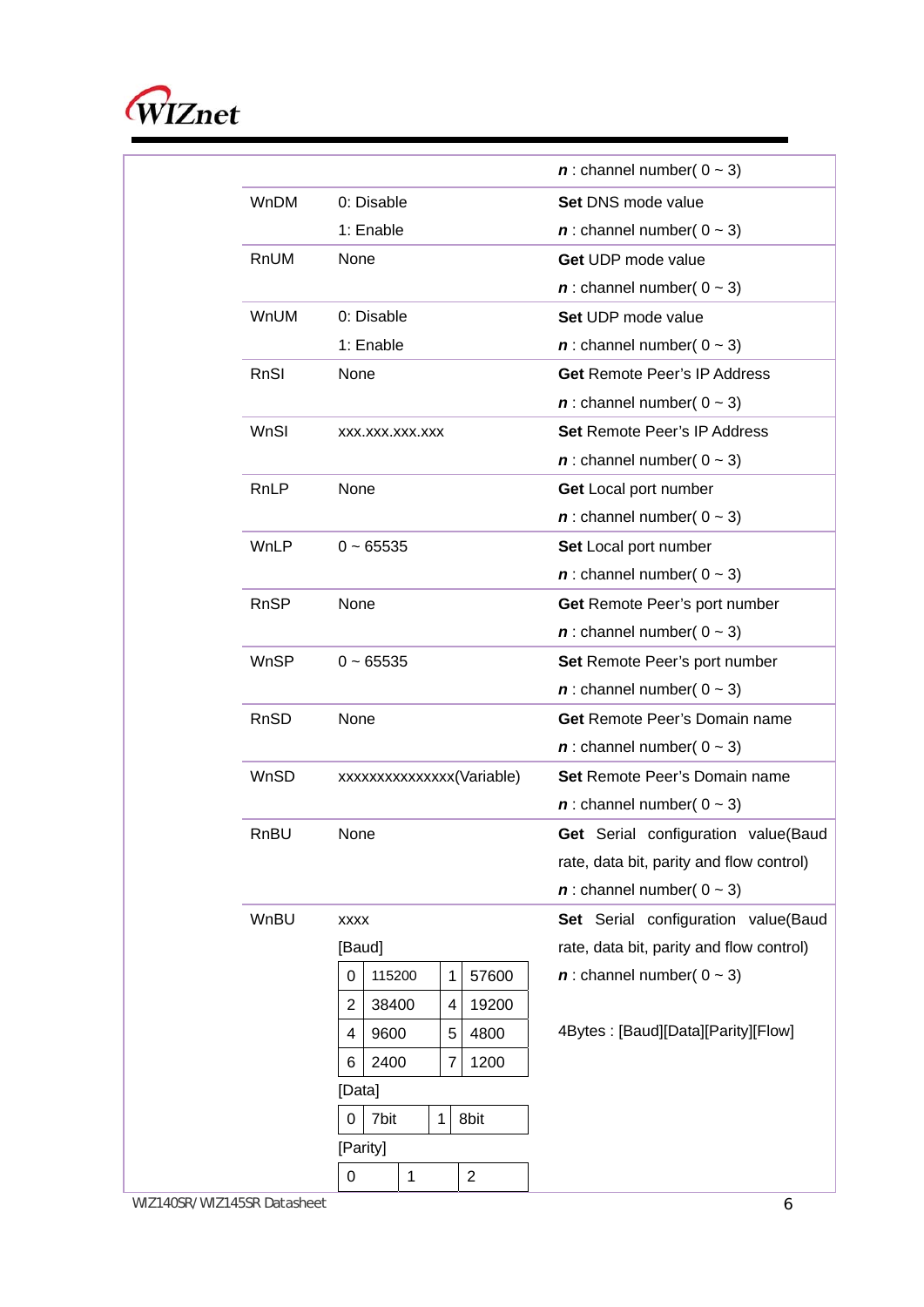| | | |
|---|---|---|
| | | ***n*** : channel number( 0 ~ 3) |
| WnDM | 0: Disable<br>1: Enable | **Set** DNS mode value<br>***n*** : channel number( 0 ~ 3) |
| RnUM | None | **Get** UDP mode value<br>***n*** : channel number( 0 ~ 3) |
| WnUM | 0: Disable<br>1: Enable | **Set** UDP mode value<br>***n*** : channel number( 0 ~ 3) |
| RnSI | None | **Get** Remote Peer's IP Address<br>***n*** : channel number( 0 ~ 3) |
| WnSI | xxx.xxx.xxx.xxx | **Set** Remote Peer's IP Address<br>***n*** : channel number( 0 ~ 3) |
| RnLP | None | **Get** Local port number<br>***n*** : channel number( 0 ~ 3) |
| WnLP | 0 ~ 65535 | **Set** Local port number<br>***n*** : channel number( 0 ~ 3) |
| RnSP | None | **Get** Remote Peer's port number<br>***n*** : channel number( 0 ~ 3) |
| WnSP | 0 ~ 65535 | **Set** Remote Peer's port number<br>***n*** : channel number( 0 ~ 3) |
| RnSD | None | **Get** Remote Peer's Domain name<br>***n*** : channel number( 0 ~ 3) |
| WnSD | xxxxxxxxxxxxxxx(Variable) | **Set** Remote Peer's Domain name<br>***n*** : channel number( 0 ~ 3) |
| RnBU | None | **Get** Serial configuration value(Baud rate, data bit, parity and flow control)<br>***n*** : channel number( 0 ~ 3) |
| WnBU | xxxx<br>[Baud]<br>0: 115200, 1: 57600, 2: 38400, 4: 19200, 4: 9600, 5: 4800, 6: 2400, 7: 1200<br>[Data]<br>0: 7bit, 1: 8bit<br>[Parity]<br>0, 1, 2 | **Set** Serial configuration value(Baud rate, data bit, parity and flow control)<br>***n*** : channel number( 0 ~ 3)<br><br>4Bytes : [Baud][Data][Parity][Flow] |

[Baud]

| | | | |
|---|---|---|---|
| 0 | 115200 | 1 | 57600 |
| 2 | 38400 | 4 | 19200 |
| 4 | 9600 | 5 | 4800 |
| 6 | 2400 | 7 | 1200 |

[Data]

| | | | |
|---|---|---|---|
| 0 | 7bit | 1 | 8bit |

[Parity]

| | | |
|---|---|---|
| 0 | 1 | 2 |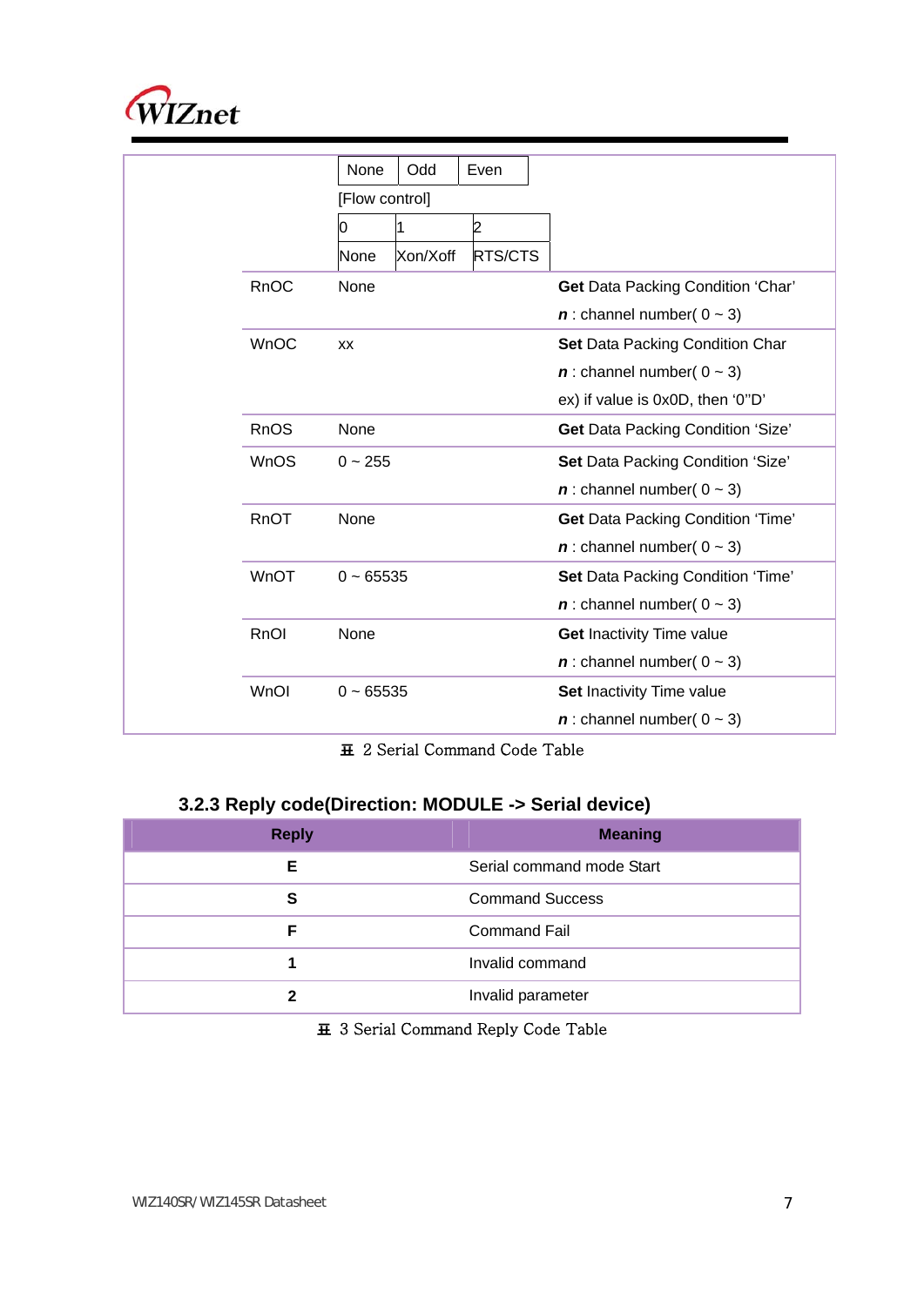| | | |
|---|---|---|
| | None / Odd / Even<br>[Flow control]<br>0: None, 1: Xon/Xoff, 2: RTS/CTS | |
| RnOC | None | **Get** Data Packing Condition 'Char'<br>***n*** : channel number( 0 ~ 3) |
| WnOC | xx | **Set** Data Packing Condition Char<br>***n*** : channel number( 0 ~ 3)<br>ex) if value is 0x0D, then '0"D' |
| RnOS | None | **Get** Data Packing Condition 'Size' |
| WnOS | 0 ~ 255 | **Set** Data Packing Condition 'Size'<br>***n*** : channel number( 0 ~ 3) |
| RnOT | None | **Get** Data Packing Condition 'Time'<br>***n*** : channel number( 0 ~ 3) |
| WnOT | 0 ~ 65535 | **Set** Data Packing Condition 'Time'<br>***n*** : channel number( 0 ~ 3) |
| RnOI | None | **Get** Inactivity Time value<br>***n*** : channel number( 0 ~ 3) |
| WnOI | 0 ~ 65535 | **Set** Inactivity Time value<br>***n*** : channel number( 0 ~ 3) |

표 2 Serial Command Code Table

### 3.2.3 Reply code(Direction: MODULE -> Serial device)

| Reply | Meaning |
|---|---|
| **E** | Serial command mode Start |
| **S** | Command Success |
| **F** | Command Fail |
| **1** | Invalid command |
| **2** | Invalid parameter |

표 3 Serial Command Reply Code Table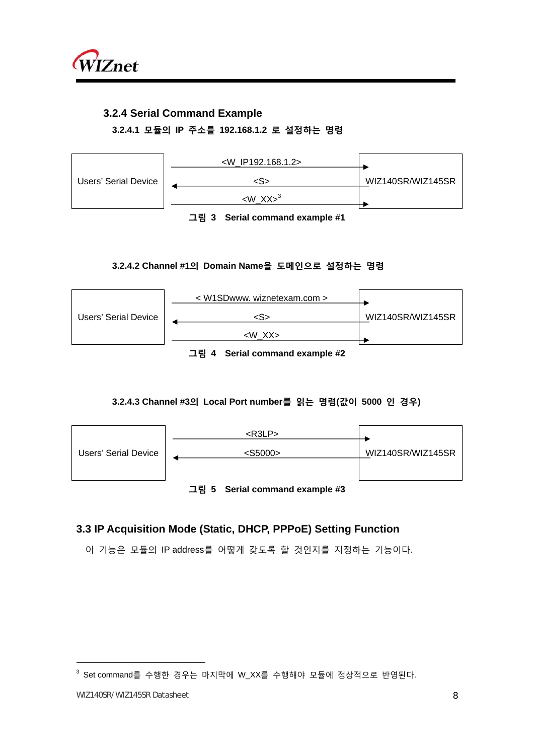### 3.2.4 Serial Command Example

#### 3.2.4.1 모듈의 IP 주소를 192.168.1.2 로 설정하는 명령

| Users' Serial Device | | WIZ140SR/WIZ145SR |
|---|---|---|
| | <W_IP192.168.1.2> → | |
| | ← <S> | |
| | <W_XX>[3] → | |

그림 3 Serial command example #1

#### 3.2.4.2 Channel #1의 Domain Name을 도메인으로 설정하는 명령

| Users' Serial Device | | WIZ140SR/WIZ145SR |
|---|---|---|
| | < W1SDwww. wiznetexam.com > → | |
| | ← <S> | |
| | <W_XX> → | |

그림 4 Serial command example #2

#### 3.2.4.3 Channel #3의 Local Port number를 읽는 명령(값이 5000 인 경우)

| Users' Serial Device | | WIZ140SR/WIZ145SR |
|---|---|---|
| | <R3LP> → | |
| | ← <S5000> | |

그림 5 Serial command example #3

### 3.3 IP Acquisition Mode (Static, DHCP, PPPoE) Setting Function

이 기능은 모듈의 IP address를 어떻게 갖도록 할 것인지를 지정하는 기능이다.

---

[3] Set command를 수행한 경우는 마지막에 W_XX를 수행해야 모듈에 정상적으로 반영된다.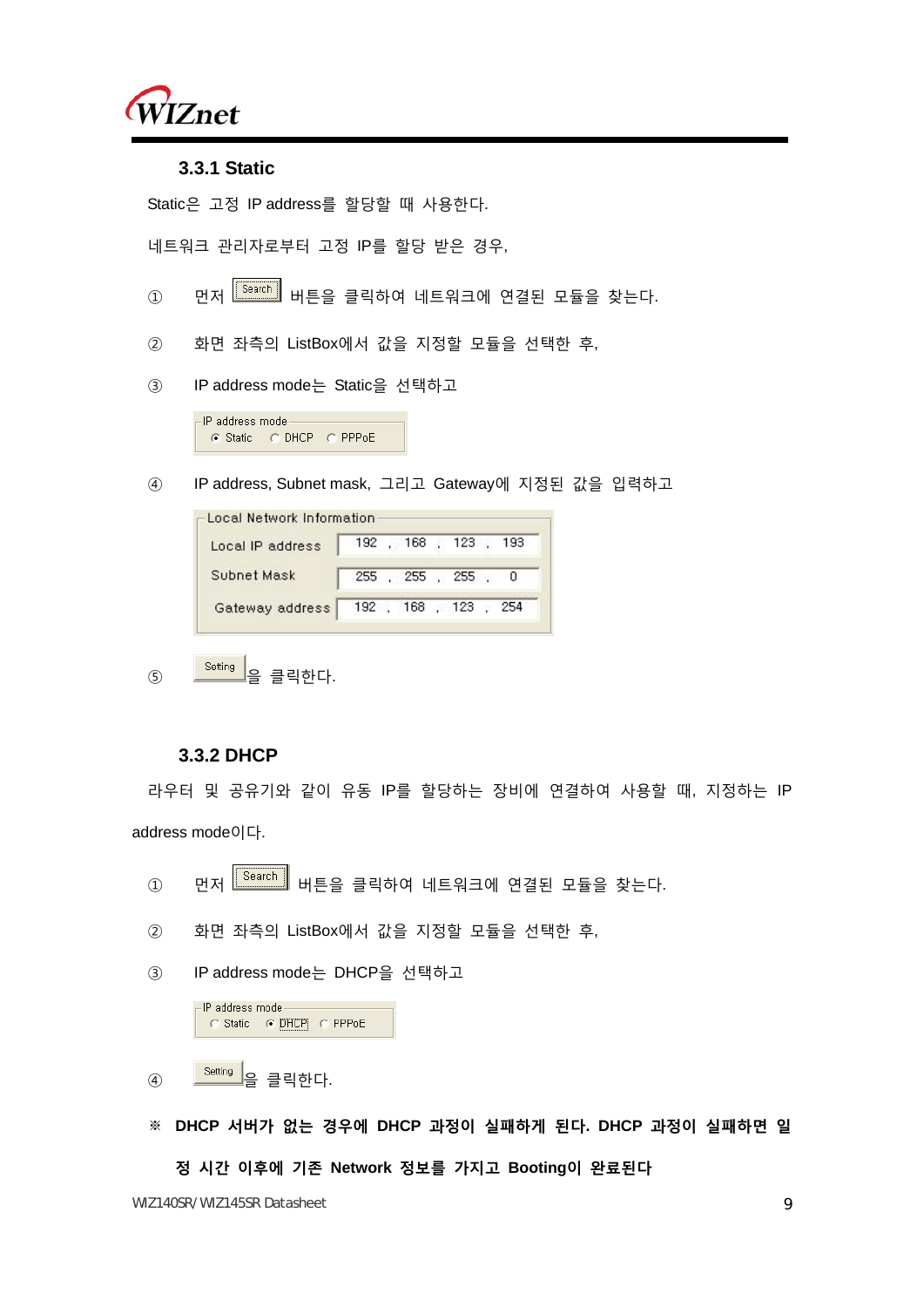### 3.3.1 Static

Static은 고정 IP address를 할당할 때 사용한다.

네트워크 관리자로부터 고정 IP를 할당 받은 경우,

① 먼저 [Search] 버튼을 클릭하여 네트워크에 연결된 모듈을 찾는다.

② 화면 좌측의 ListBox에서 값을 지정할 모듈을 선택한 후,

③ IP address mode는 Static을 선택하고

IP address mode
◉ Static ○ DHCP ○ PPPoE

④ IP address, Subnet mask, 그리고 Gateway에 지정된 값을 입력하고

Local Network Information

| | | | | |
|---|---|---|---|---|
| Local IP address | 192 | 168 | 123 | 193 |
| Subnet Mask | 255 | 255 | 255 | 0 |
| Gateway address | 192 | 168 | 123 | 254 |

⑤ [Setting]을 클릭한다.

### 3.3.2 DHCP

라우터 및 공유기와 같이 유동 IP를 할당하는 장비에 연결하여 사용할 때, 지정하는 IP address mode이다.

① 먼저 [Search] 버튼을 클릭하여 네트워크에 연결된 모듈을 찾는다.

② 화면 좌측의 ListBox에서 값을 지정할 모듈을 선택한 후,

③ IP address mode는 DHCP을 선택하고

IP address mode
○ Static ◉ DHCP ○ PPPoE

④ [Setting]을 클릭한다.

**※ DHCP 서버가 없는 경우에 DHCP 과정이 실패하게 된다. DHCP 과정이 실패하면 일정 시간 이후에 기존 Network 정보를 가지고 Booting이 완료된다**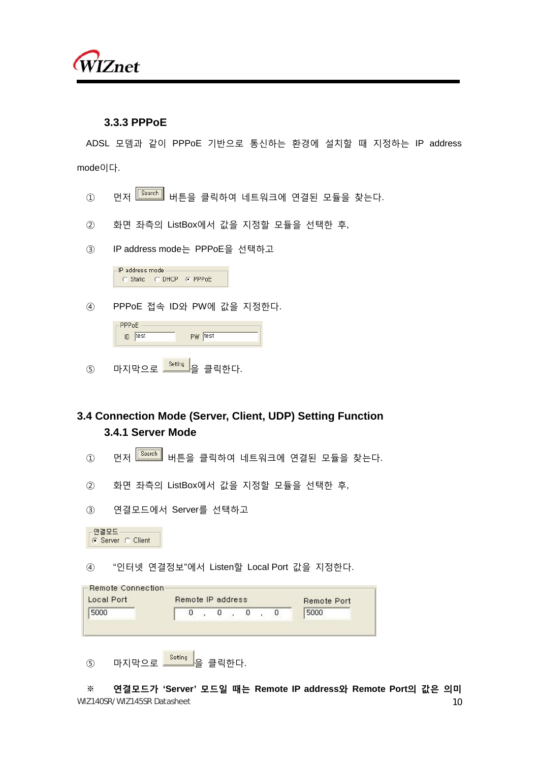### 3.3.3 PPPoE

ADSL 모뎀과 같이 PPPoE 기반으로 통신하는 환경에 설치할 때 지정하는 IP address mode이다.

① 먼저 Search 버튼을 클릭하여 네트워크에 연결된 모듈을 찾는다.

② 화면 좌측의 ListBox에서 값을 지정할 모듈을 선택한 후,

③ IP address mode는 PPPoE을 선택하고

IP address mode
○ Static ○ DHCP ● PPPoE

④ PPPoE 접속 ID와 PW에 값을 지정한다.

PPPoE
ID test PW test

⑤ 마지막으로 Setting을 클릭한다.

## 3.4 Connection Mode (Server, Client, UDP) Setting Function

### 3.4.1 Server Mode

① 먼저 Search 버튼을 클릭하여 네트워크에 연결된 모듈을 찾는다.

② 화면 좌측의 ListBox에서 값을 지정할 모듈을 선택한 후,

③ 연결모드에서 Server를 선택하고

연결모드
● Server ○ Client

④ "인터넷 연결정보"에서 Listen할 Local Port 값을 지정한다.

Remote Connection

| Local Port | Remote IP address | Remote Port |
|---|---|---|
| 5000 | 0 . 0 . 0 . 0 | 5000 |

⑤ 마지막으로 Setting을 클릭한다.

※ **연결모드가 'Server' 모드일 때는 Remote IP address와 Remote Port의 값은 의미**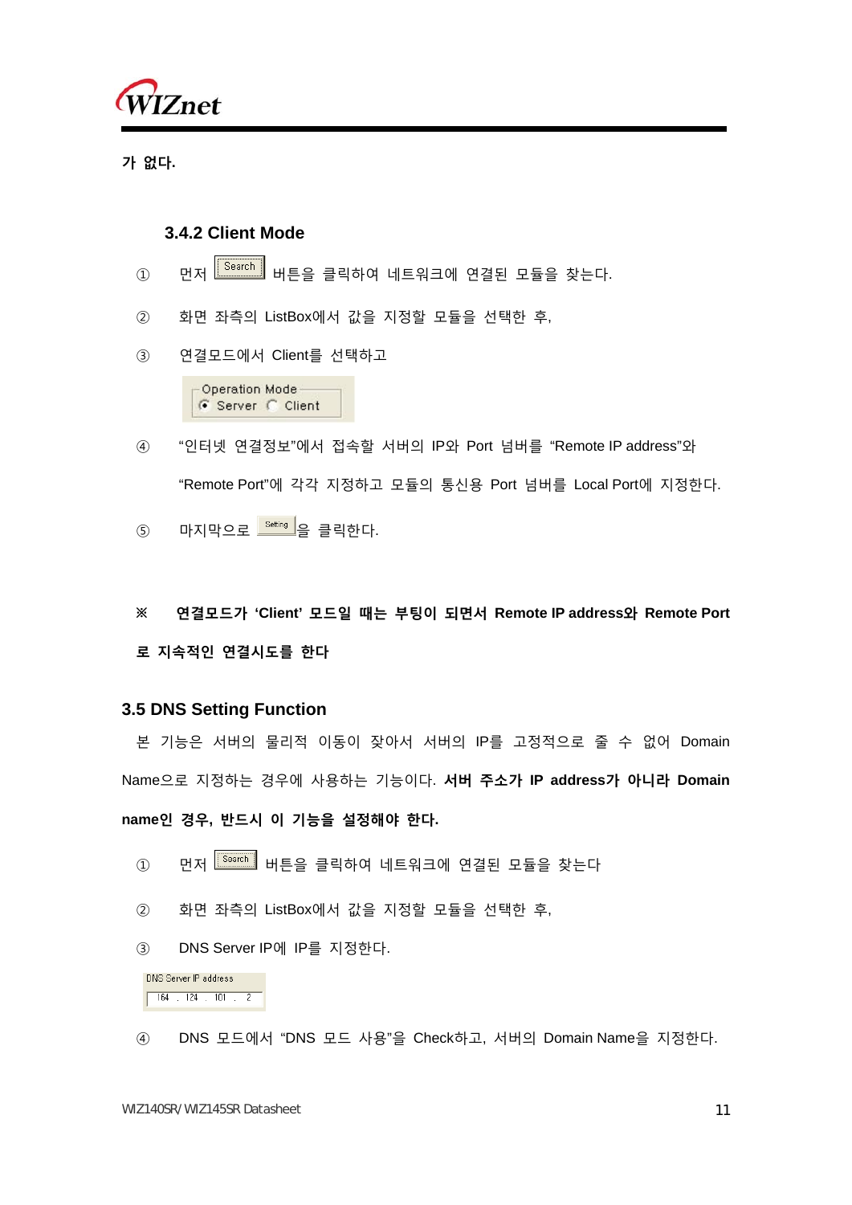**가 없다.**

### 3.4.2 Client Mode

① 먼저 [Search] 버튼을 클릭하여 네트워크에 연결된 모듈을 찾는다.

② 화면 좌측의 ListBox에서 값을 지정할 모듈을 선택한 후,

③ 연결모드에서 Client를 선택하고

Operation Mode
◉ Server ○ Client

④ "인터넷 연결정보"에서 접속할 서버의 IP와 Port 넘버를 "Remote IP address"와 "Remote Port"에 각각 지정하고 모듈의 통신용 Port 넘버를 Local Port에 지정한다.

⑤ 마지막으로 [Setting]을 클릭한다.

**※ 연결모드가 'Client' 모드일 때는 부팅이 되면서 Remote IP address와 Remote Port로 지속적인 연결시도를 한다**

## 3.5 DNS Setting Function

본 기능은 서버의 물리적 이동이 잦아서 서버의 IP를 고정적으로 줄 수 없어 Domain Name으로 지정하는 경우에 사용하는 기능이다. **서버 주소가 IP address가 아니라 Domain name인 경우, 반드시 이 기능을 설정해야 한다.**

① 먼저 [Search] 버튼을 클릭하여 네트워크에 연결된 모듈을 찾는다

② 화면 좌측의 ListBox에서 값을 지정할 모듈을 선택한 후,

③ DNS Server IP에 IP를 지정한다.

DNS Server IP address
164 . 124 . 101 . 2

④ DNS 모드에서 "DNS 모드 사용"을 Check하고, 서버의 Domain Name을 지정한다.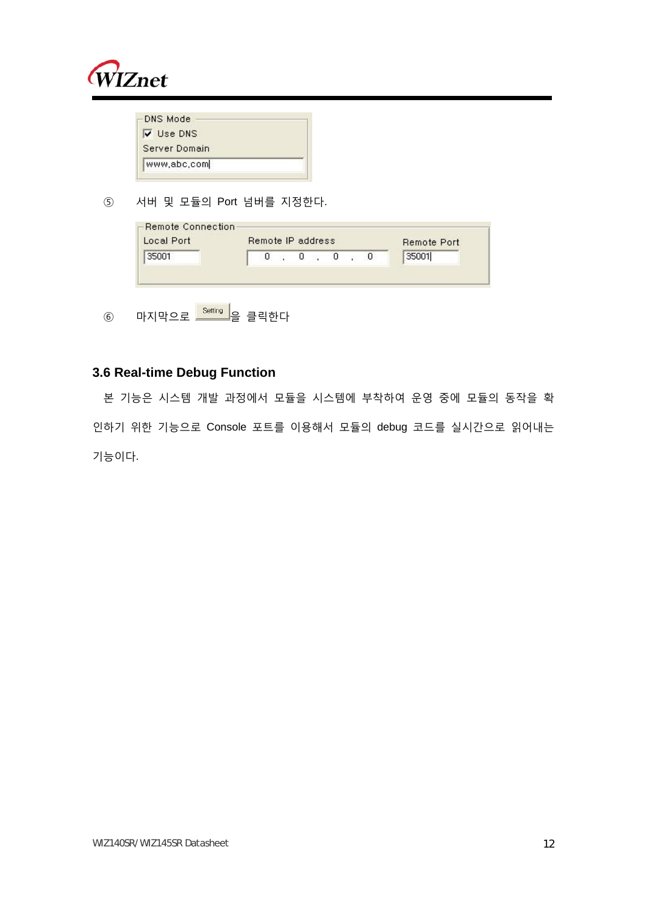DNS Mode

☑ Use DNS

Server Domain

www.abc.com

⑤ 서버 및 모듈의 Port 넘버를 지정한다.

Remote Connection

| Local Port | Remote IP address | Remote Port |
|---|---|---|
| 35001 | 0 . 0 . 0 . 0 | 35001 |

⑥ 마지막으로 Setting 을 클릭한다

### 3.6 Real-time Debug Function

본 기능은 시스템 개발 과정에서 모듈을 시스템에 부착하여 운영 중에 모듈의 동작을 확인하기 위한 기능으로 Console 포트를 이용해서 모듈의 debug 코드를 실시간으로 읽어내는 기능이다.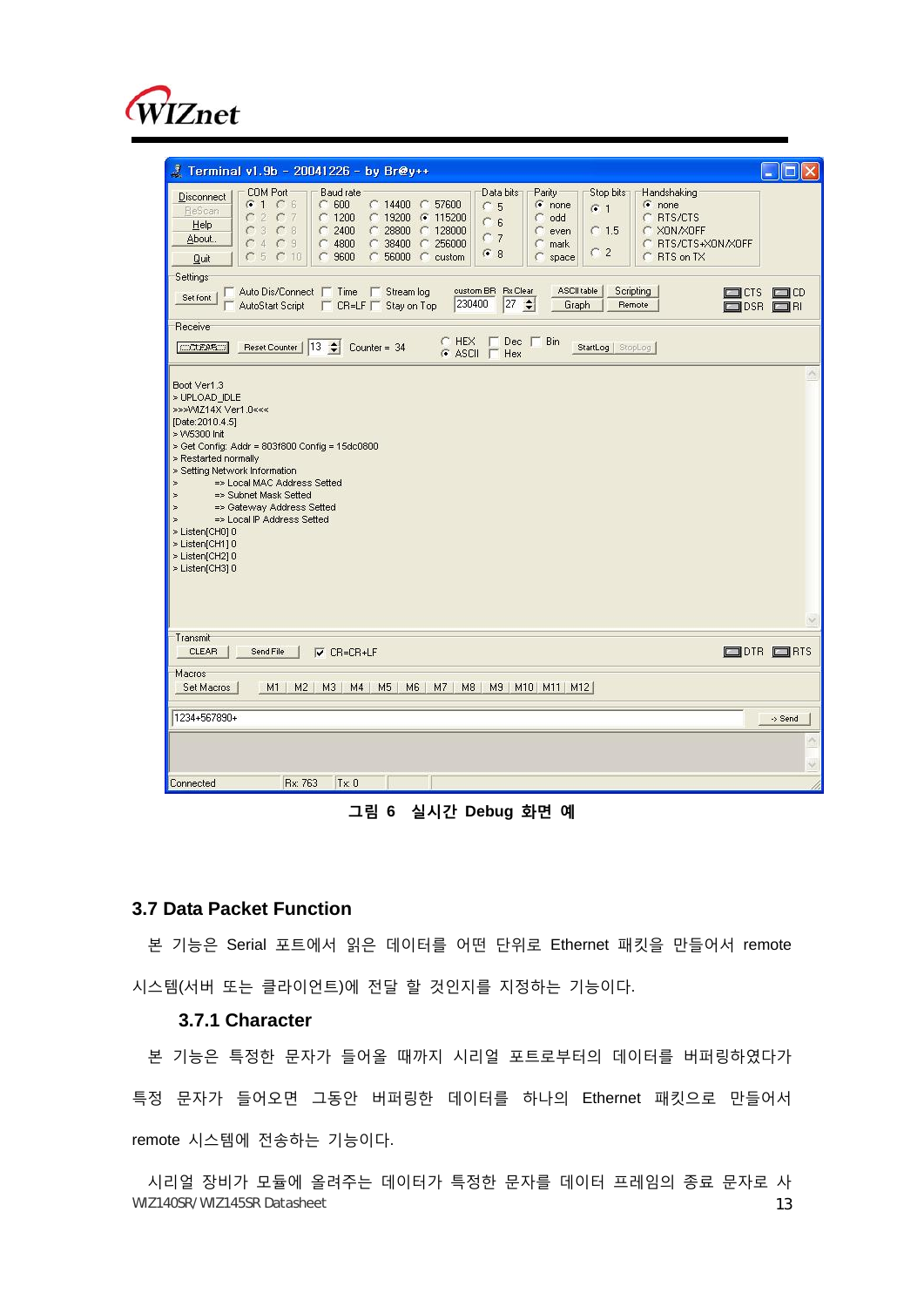그림 6 실시간 Debug 화면 예

### 3.7 Data Packet Function

본 기능은 Serial 포트에서 읽은 데이터를 어떤 단위로 Ethernet 패킷을 만들어서 remote 시스템(서버 또는 클라이언트)에 전달 할 것인지를 지정하는 기능이다.

#### 3.7.1 Character

본 기능은 특정한 문자가 들어올 때까지 시리얼 포트로부터의 데이터를 버퍼링하였다가 특정 문자가 들어오면 그동안 버퍼링한 데이터를 하나의 Ethernet 패킷으로 만들어서 remote 시스템에 전송하는 기능이다.

시리얼 장비가 모듈에 올려주는 데이터가 특정한 문자를 데이터 프레임의 종료 문자로 사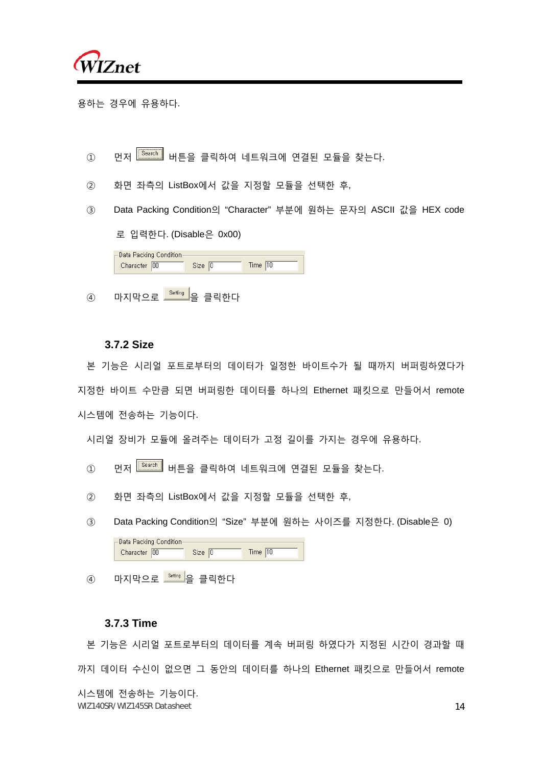용하는 경우에 유용하다.

① 먼저 Search 버튼을 클릭하여 네트워크에 연결된 모듈을 찾는다.

② 화면 좌측의 ListBox에서 값을 지정할 모듈을 선택한 후,

③ Data Packing Condition의 "Character" 부분에 원하는 문자의 ASCII 값을 HEX code 로 입력한다. (Disable은 0x00)

Data Packing Condition
Character 00 Size 0 Time 10

④ 마지막으로 Setting 을 클릭한다

### 3.7.2 Size

본 기능은 시리얼 포트로부터의 데이터가 일정한 바이트수가 될 때까지 버퍼링하였다가 지정한 바이트 수만큼 되면 버퍼링한 데이터를 하나의 Ethernet 패킷으로 만들어서 remote 시스템에 전송하는 기능이다.

시리얼 장비가 모듈에 올려주는 데이터가 고정 길이를 가지는 경우에 유용하다.

① 먼저 Search 버튼을 클릭하여 네트워크에 연결된 모듈을 찾는다.

② 화면 좌측의 ListBox에서 값을 지정할 모듈을 선택한 후,

③ Data Packing Condition의 "Size" 부분에 원하는 사이즈를 지정한다. (Disable은 0)

Data Packing Condition
Character 00 Size 0 Time 10

④ 마지막으로 Setting 을 클릭한다

### 3.7.3 Time

본 기능은 시리얼 포트로부터의 데이터를 계속 버퍼링 하였다가 지정된 시간이 경과할 때까지 데이터 수신이 없으면 그 동안의 데이터를 하나의 Ethernet 패킷으로 만들어서 remote 시스템에 전송하는 기능이다.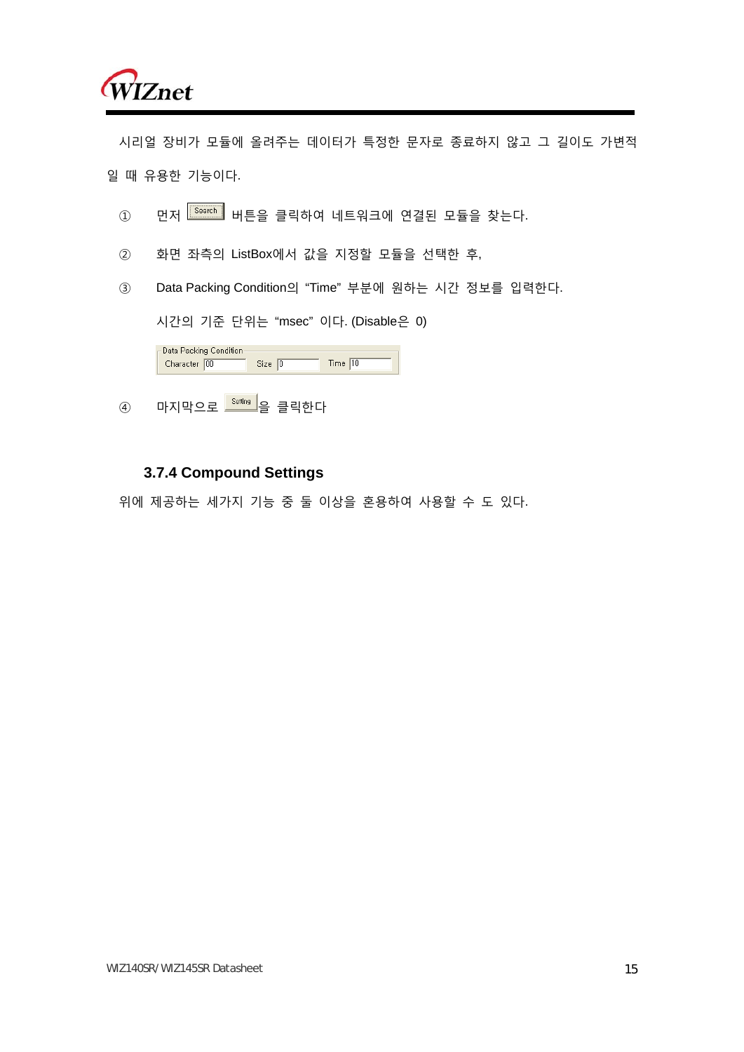시리얼 장비가 모듈에 올려주는 데이터가 특정한 문자로 종료하지 않고 그 길이도 가변적일 때 유용한 기능이다.

① 먼저 Search 버튼을 클릭하여 네트워크에 연결된 모듈을 찾는다.

② 화면 좌측의 ListBox에서 값을 지정할 모듈을 선택한 후,

③ Data Packing Condition의 "Time" 부분에 원하는 시간 정보를 입력한다.

시간의 기준 단위는 "msec" 이다. (Disable은 0)

Data Packing Condition
Character 00 Size 0 Time 10

④ 마지막으로 Setting 을 클릭한다

### 3.7.4 Compound Settings

위에 제공하는 세가지 기능 중 둘 이상을 혼용하여 사용할 수 도 있다.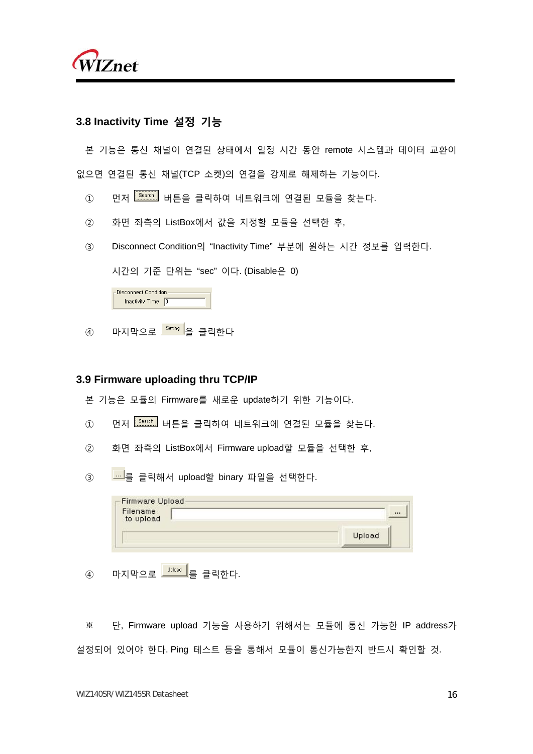### 3.8 Inactivity Time 설정 기능

본 기능은 통신 채널이 연결된 상태에서 일정 시간 동안 remote 시스템과 데이터 교환이 없으면 연결된 통신 채널(TCP 소켓)의 연결을 강제로 해제하는 기능이다.

① 먼저 Search 버튼을 클릭하여 네트워크에 연결된 모듈을 찾는다.

② 화면 좌측의 ListBox에서 값을 지정할 모듈을 선택한 후,

③ Disconnect Condition의 "Inactivity Time" 부분에 원하는 시간 정보를 입력한다.

시간의 기준 단위는 "sec" 이다. (Disable은 0)

Disconnect Condition
Inactivity Time [0]

④ 마지막으로 Setting을 클릭한다

### 3.9 Firmware uploading thru TCP/IP

본 기능은 모듈의 Firmware를 새로운 update하기 위한 기능이다.

① 먼저 Search 버튼을 클릭하여 네트워크에 연결된 모듈을 찾는다.

② 화면 좌측의 ListBox에서 Firmware upload할 모듈을 선택한 후,

③ ...를 클릭해서 upload할 binary 파일을 선택한다.

Firmware Upload
Filename to upload [ ] ...
Upload

④ 마지막으로 Upload를 클릭한다.

※ 단, Firmware upload 기능을 사용하기 위해서는 모듈에 통신 가능한 IP address가 설정되어 있어야 한다. Ping 테스트 등을 통해서 모듈이 통신가능한지 반드시 확인할 것.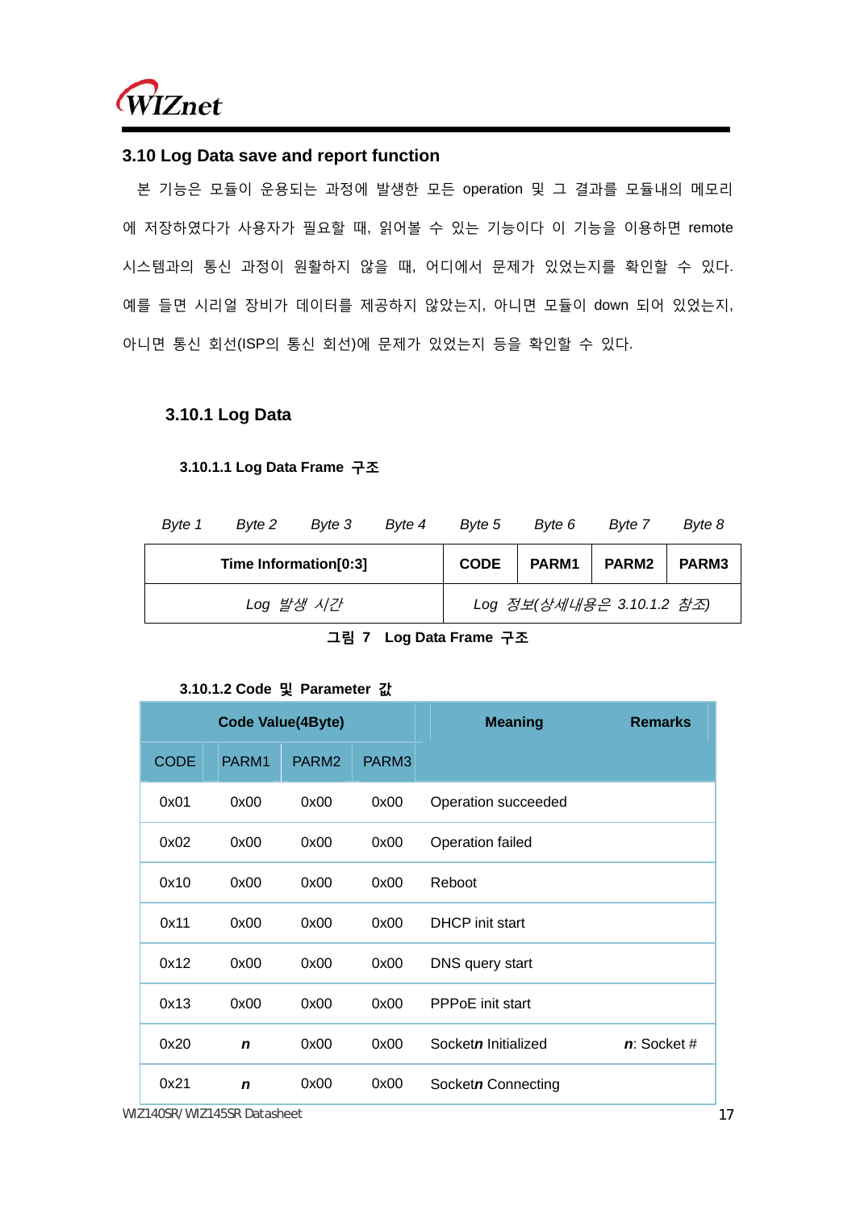## 3.10 Log Data save and report function

본 기능은 모듈이 운용되는 과정에 발생한 모든 operation 및 그 결과를 모듈내의 메모리에 저장하였다가 사용자가 필요할 때, 읽어볼 수 있는 기능이다 이 기능을 이용하면 remote 시스템과의 통신 과정이 원활하지 않을 때, 어디에서 문제가 있었는지를 확인할 수 있다. 예를 들면 시리얼 장비가 데이터를 제공하지 않았는지, 아니면 모듈이 down 되어 있었는지, 아니면 통신 회선(ISP의 통신 회선)에 문제가 있었는지 등을 확인할 수 있다.

### 3.10.1 Log Data

#### 3.10.1.1 Log Data Frame 구조

| *Byte 1* | *Byte 2* | *Byte 3* | *Byte 4* | *Byte 5* | *Byte 6* | *Byte 7* | *Byte 8* |
|---|---|---|---|---|---|---|---|
| **Time Information[0:3]** | | | | **CODE** | **PARM1** | **PARM2** | **PARM3** |
| *Log 발생 시간* | | | | *Log 정보(상세내용은 3.10.1.2 참조)* | | | |

**그림 7 Log Data Frame 구조**

#### 3.10.1.2 Code 및 Parameter 값

| Code Value(4Byte) | | | | Meaning | Remarks |
|---|---|---|---|---|---|
| CODE | PARM1 | PARM2 | PARM3 | | |
| 0x01 | 0x00 | 0x00 | 0x00 | Operation succeeded | |
| 0x02 | 0x00 | 0x00 | 0x00 | Operation failed | |
| 0x10 | 0x00 | 0x00 | 0x00 | Reboot | |
| 0x11 | 0x00 | 0x00 | 0x00 | DHCP init start | |
| 0x12 | 0x00 | 0x00 | 0x00 | DNS query start | |
| 0x13 | 0x00 | 0x00 | 0x00 | PPPoE init start | |
| 0x20 | ***n*** | 0x00 | 0x00 | Socket***n*** Initialized | ***n***: Socket # |
| 0x21 | ***n*** | 0x00 | 0x00 | Socket***n*** Connecting | |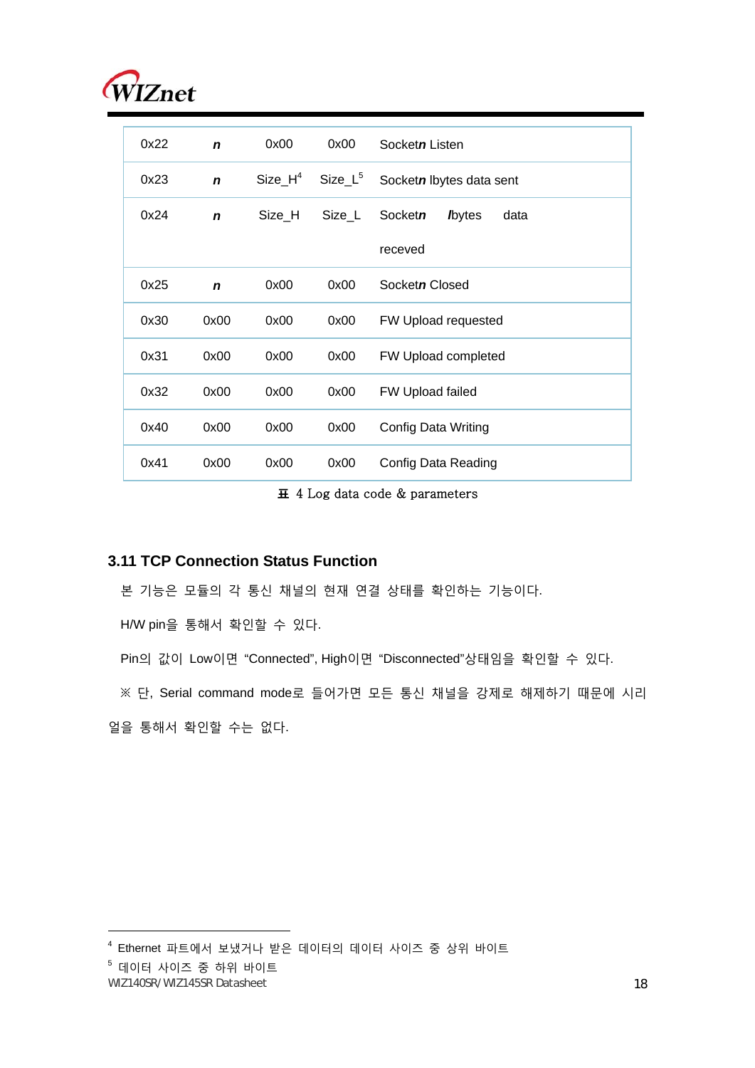| | | | | |
|---|---|---|---|---|
| 0x22 | ***n*** | 0x00 | 0x00 | Socket***n*** Listen |
| 0x23 | ***n*** | Size_H[4] | Size_L[5] | Socket***n*** lbytes data sent |
| 0x24 | ***n*** | Size_H | Size_L | Socket***n*** ***l***bytes data receved |
| 0x25 | ***n*** | 0x00 | 0x00 | Socket***n*** Closed |
| 0x30 | 0x00 | 0x00 | 0x00 | FW Upload requested |
| 0x31 | 0x00 | 0x00 | 0x00 | FW Upload completed |
| 0x32 | 0x00 | 0x00 | 0x00 | FW Upload failed |
| 0x40 | 0x00 | 0x00 | 0x00 | Config Data Writing |
| 0x41 | 0x00 | 0x00 | 0x00 | Config Data Reading |

표 4 Log data code & parameters

## 3.11 TCP Connection Status Function

본 기능은 모듈의 각 통신 채널의 현재 연결 상태를 확인하는 기능이다.

H/W pin을 통해서 확인할 수 있다.

Pin의 값이 Low이면 "Connected", High이면 "Disconnected"상태임을 확인할 수 있다.

※ 단, Serial command mode로 들어가면 모든 통신 채널을 강제로 해제하기 때문에 시리얼을 통해서 확인할 수는 없다.

---

[4] Ethernet 파트에서 보냈거나 받은 데이터의 데이터 사이즈 중 상위 바이트

[5] 데이터 사이즈 중 하위 바이트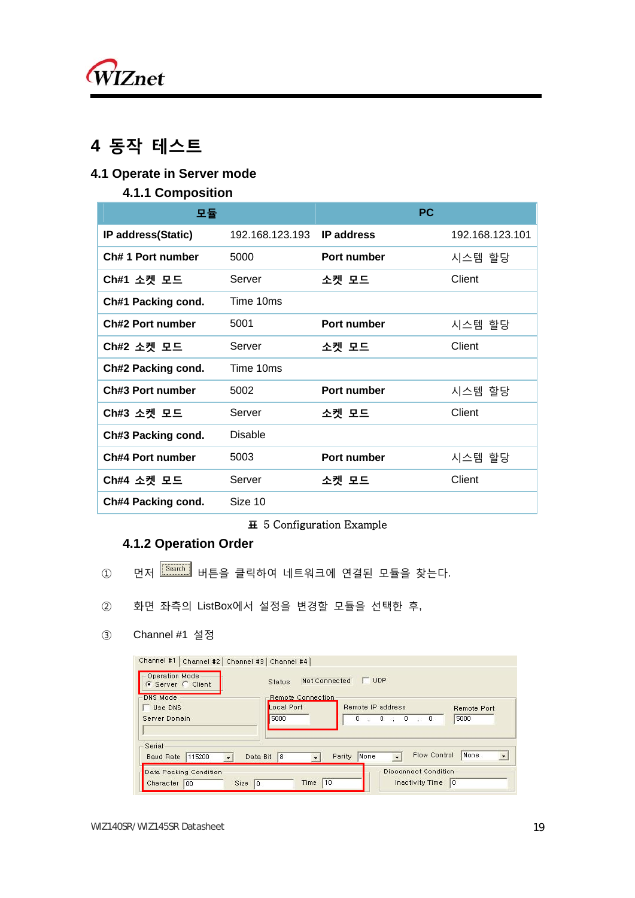# 4 동작 테스트

## 4.1 Operate in Server mode

### 4.1.1 Composition

| 모듈 | | PC | |
|---|---|---|---|
| **IP address(Static)** | 192.168.123.193 | **IP address** | 192.168.123.101 |
| **Ch# 1 Port number** | 5000 | **Port number** | 시스템 할당 |
| **Ch#1 소켓 모드** | Server | **소켓 모드** | Client |
| **Ch#1 Packing cond.** | Time 10ms | | |
| **Ch#2 Port number** | 5001 | **Port number** | 시스템 할당 |
| **Ch#2 소켓 모드** | Server | **소켓 모드** | Client |
| **Ch#2 Packing cond.** | Time 10ms | | |
| **Ch#3 Port number** | 5002 | **Port number** | 시스템 할당 |
| **Ch#3 소켓 모드** | Server | **소켓 모드** | Client |
| **Ch#3 Packing cond.** | Disable | | |
| **Ch#4 Port number** | 5003 | **Port number** | 시스템 할당 |
| **Ch#4 소켓 모드** | Server | **소켓 모드** | Client |
| **Ch#4 Packing cond.** | Size 10 | | |

표 5 Configuration Example

### 4.1.2 Operation Order

① 먼저 [Search] 버튼을 클릭하여 네트워크에 연결된 모듈을 찾는다.

② 화면 좌측의 ListBox에서 설정을 변경할 모듈을 선택한 후,

③ Channel #1 설정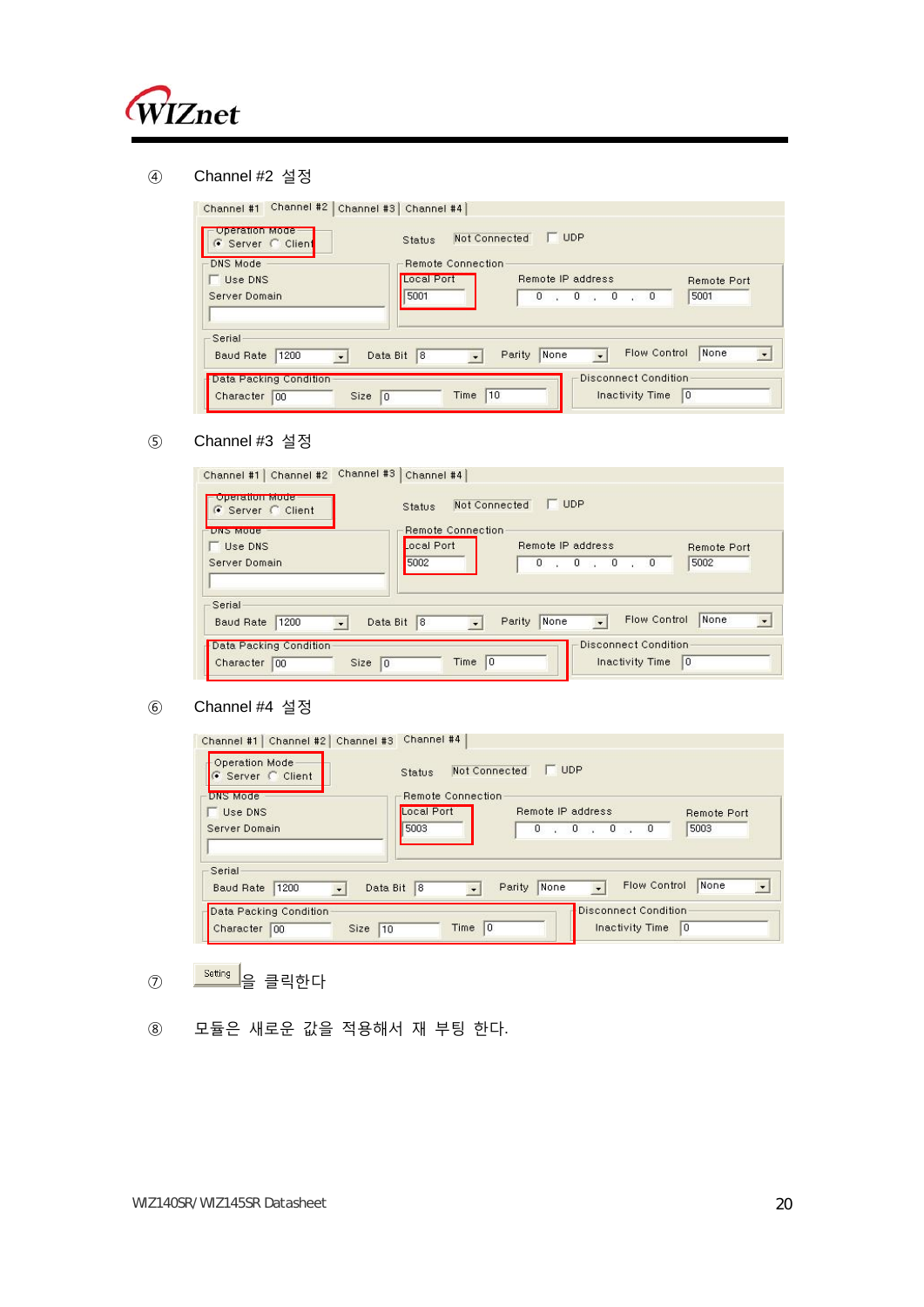④ Channel #2 설정

| Setting | Value |
| --- | --- |
| Operation Mode | Server |
| Status | Not Connected |
| UDP | unchecked |
| Use DNS | unchecked |
| Server Domain | (empty) |
| Local Port | 5001 |
| Remote IP address | 0 . 0 . 0 . 0 |
| Remote Port | 5001 |
| Baud Rate | 1200 |
| Data Bit | 8 |
| Parity | None |
| Flow Control | None |
| Data Packing Condition – Character | 00 |
| Data Packing Condition – Size | 0 |
| Data Packing Condition – Time | 10 |
| Disconnect Condition – Inactivity Time | 0 |

⑤ Channel #3 설정

| Setting | Value |
| --- | --- |
| Operation Mode | Server |
| Status | Not Connected |
| UDP | unchecked |
| Use DNS | unchecked |
| Server Domain | (empty) |
| Local Port | 5002 |
| Remote IP address | 0 . 0 . 0 . 0 |
| Remote Port | 5002 |
| Baud Rate | 1200 |
| Data Bit | 8 |
| Parity | None |
| Flow Control | None |
| Data Packing Condition – Character | 00 |
| Data Packing Condition – Size | 0 |
| Data Packing Condition – Time | 0 |
| Disconnect Condition – Inactivity Time | 0 |

⑥ Channel #4 설정

| Setting | Value |
| --- | --- |
| Operation Mode | Server |
| Status | Not Connected |
| UDP | unchecked |
| Use DNS | unchecked |
| Server Domain | (empty) |
| Local Port | 5003 |
| Remote IP address | 0 . 0 . 0 . 0 |
| Remote Port | 5003 |
| Baud Rate | 1200 |
| Data Bit | 8 |
| Parity | None |
| Flow Control | None |
| Data Packing Condition – Character | 00 |
| Data Packing Condition – Size | 10 |
| Data Packing Condition – Time | 0 |
| Disconnect Condition – Inactivity Time | 0 |

⑦ Setting 을 클릭한다

⑧ 모듈은 새로운 값을 적용해서 재 부팅 한다.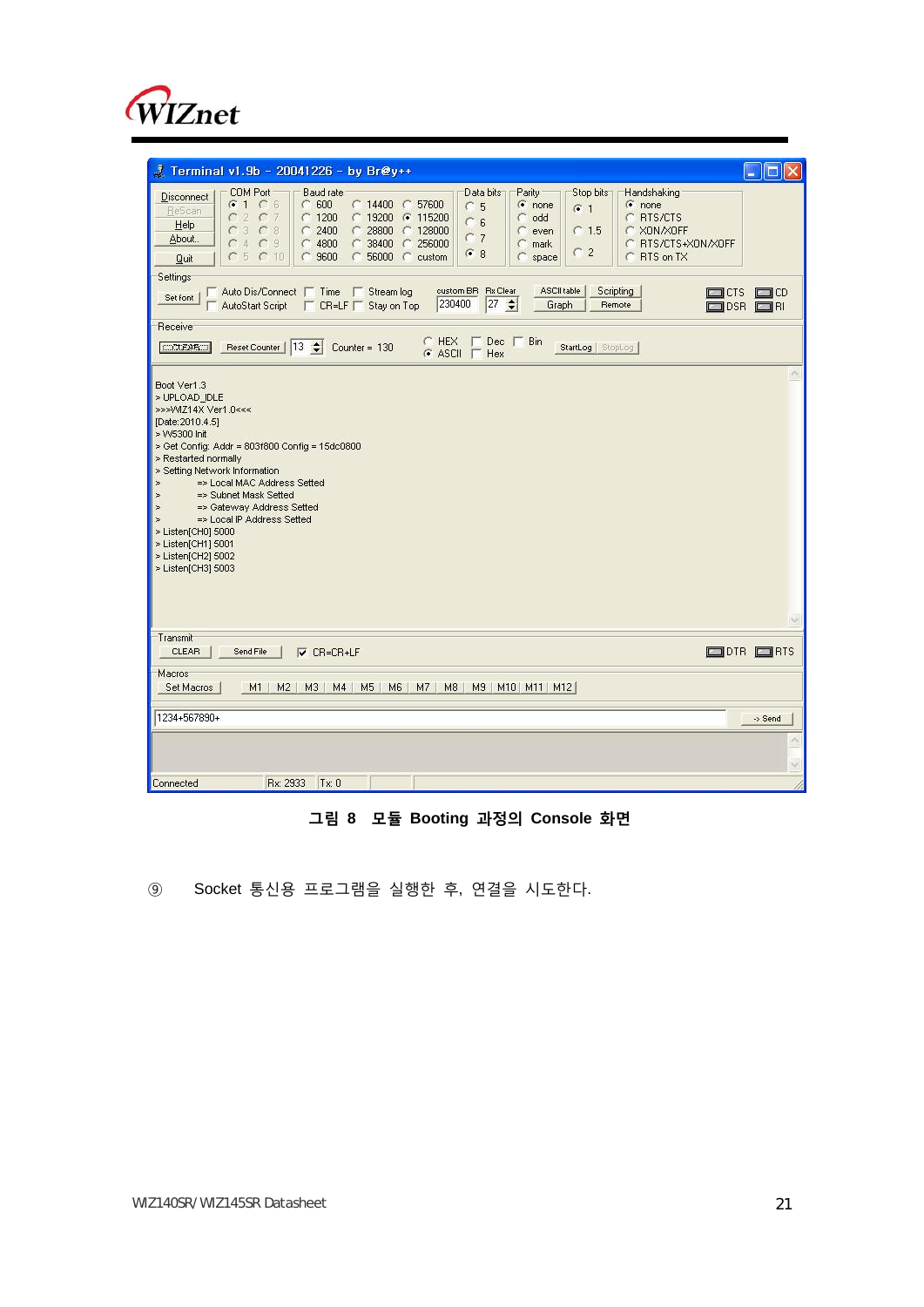Boot Ver1.3
> UPLOAD_IDLE
>>>WIZ14X Ver1.0<<<
[Date:2010.4.5]
> W5300 Init
> Get Config: Addr = 803f800 Config = 15dc0800
> Restarted normally
> Setting Network Information
> => Local MAC Address Setted
> => Subnet Mask Setted
> => Gateway Address Setted
> => Local IP Address Setted
> Listen[CH0] 5000
> Listen[CH1] 5001
> Listen[CH2] 5002
> Listen[CH3] 5003

**그림 8 모듈 Booting 과정의 Console 화면**

⑨ Socket 통신용 프로그램을 실행한 후, 연결을 시도한다.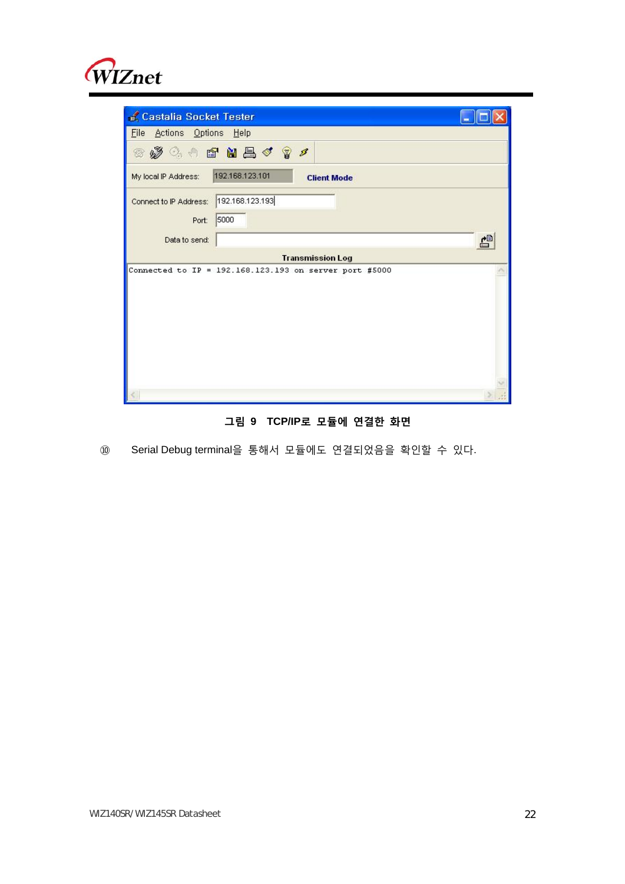그림 9 TCP/IP로 모듈에 연결한 화면

⑩ Serial Debug terminal을 통해서 모듈에도 연결되었음을 확인할 수 있다.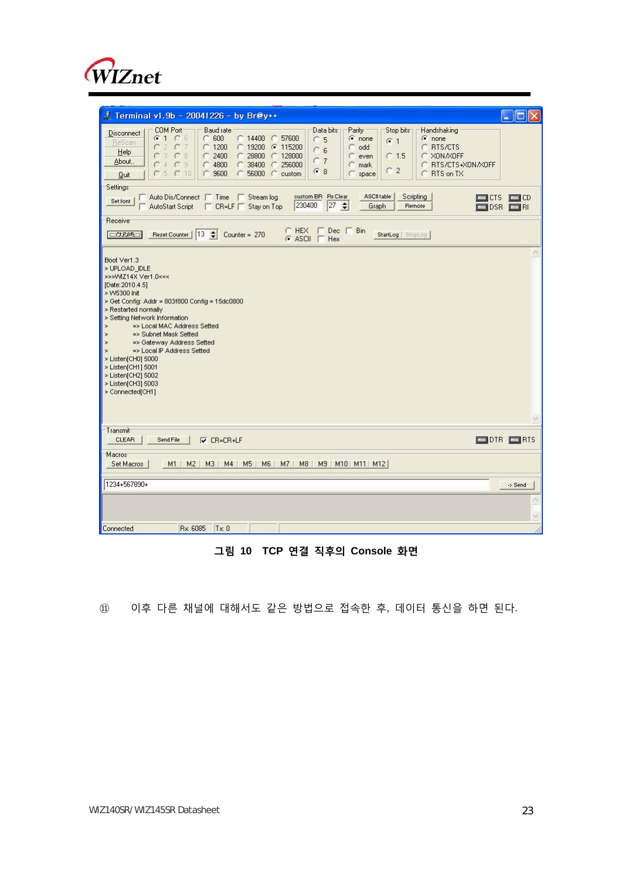그림 10 TCP 연결 직후의 Console 화면

⑪ 이후 다른 채널에 대해서도 같은 방법으로 접속한 후, 데이터 통신을 하면 된다.